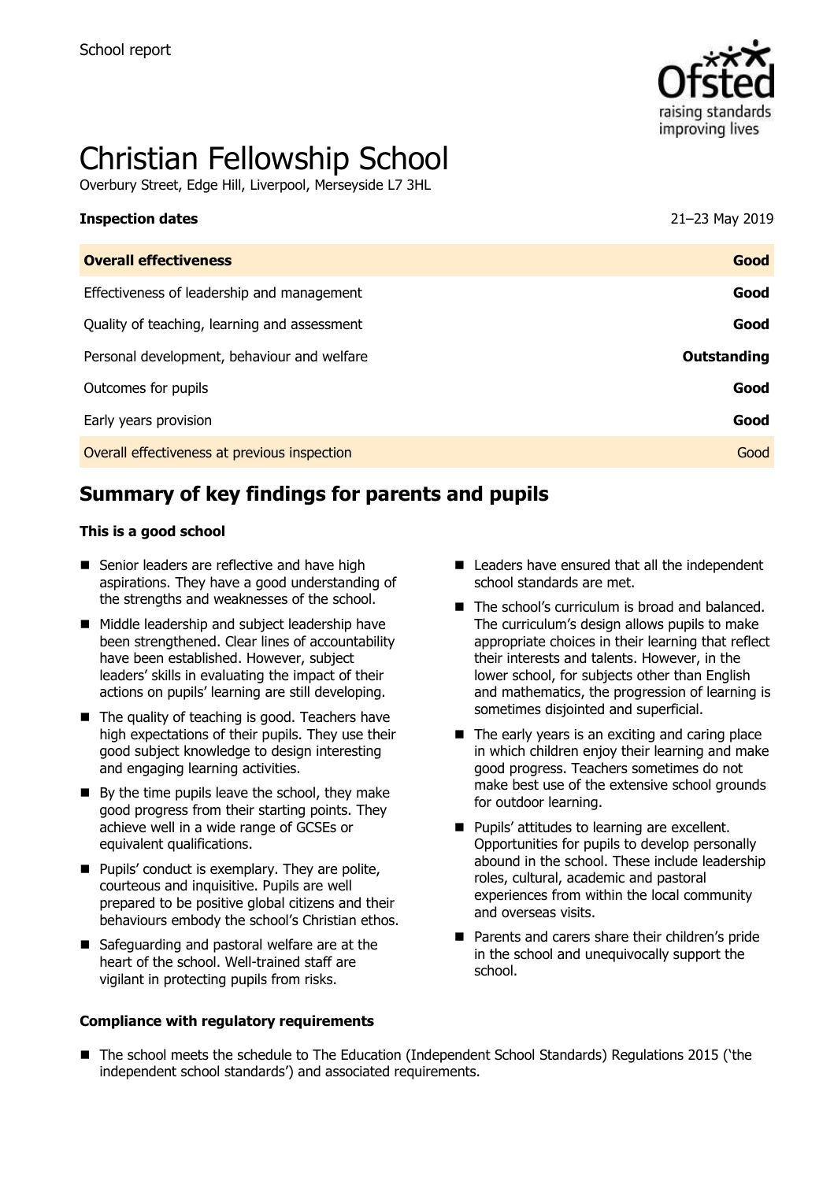School report

# Christian Fellowship School

Overbury Street, Edge Hill, Liverpool, Merseyside L7 3HL

| **Inspection dates** | 21–23 May 2019 |
|---|---|
| **Overall effectiveness** | **Good** |
| Effectiveness of leadership and management | **Good** |
| Quality of teaching, learning and assessment | **Good** |
| Personal development, behaviour and welfare | **Outstanding** |
| Outcomes for pupils | **Good** |
| Early years provision | **Good** |
| Overall effectiveness at previous inspection | Good |

## Summary of key findings for parents and pupils

**This is a good school**

- Senior leaders are reflective and have high aspirations. They have a good understanding of the strengths and weaknesses of the school.
- Middle leadership and subject leadership have been strengthened. Clear lines of accountability have been established. However, subject leaders' skills in evaluating the impact of their actions on pupils' learning are still developing.
- The quality of teaching is good. Teachers have high expectations of their pupils. They use their good subject knowledge to design interesting and engaging learning activities.
- By the time pupils leave the school, they make good progress from their starting points. They achieve well in a wide range of GCSEs or equivalent qualifications.
- Pupils' conduct is exemplary. They are polite, courteous and inquisitive. Pupils are well prepared to be positive global citizens and their behaviours embody the school's Christian ethos.
- Safeguarding and pastoral welfare are at the heart of the school. Well-trained staff are vigilant in protecting pupils from risks.
- Leaders have ensured that all the independent school standards are met.
- The school's curriculum is broad and balanced. The curriculum's design allows pupils to make appropriate choices in their learning that reflect their interests and talents. However, in the lower school, for subjects other than English and mathematics, the progression of learning is sometimes disjointed and superficial.
- The early years is an exciting and caring place in which children enjoy their learning and make good progress. Teachers sometimes do not make best use of the extensive school grounds for outdoor learning.
- Pupils' attitudes to learning are excellent. Opportunities for pupils to develop personally abound in the school. These include leadership roles, cultural, academic and pastoral experiences from within the local community and overseas visits.
- Parents and carers share their children's pride in the school and unequivocally support the school.

**Compliance with regulatory requirements**

- The school meets the schedule to The Education (Independent School Standards) Regulations 2015 ('the independent school standards') and associated requirements.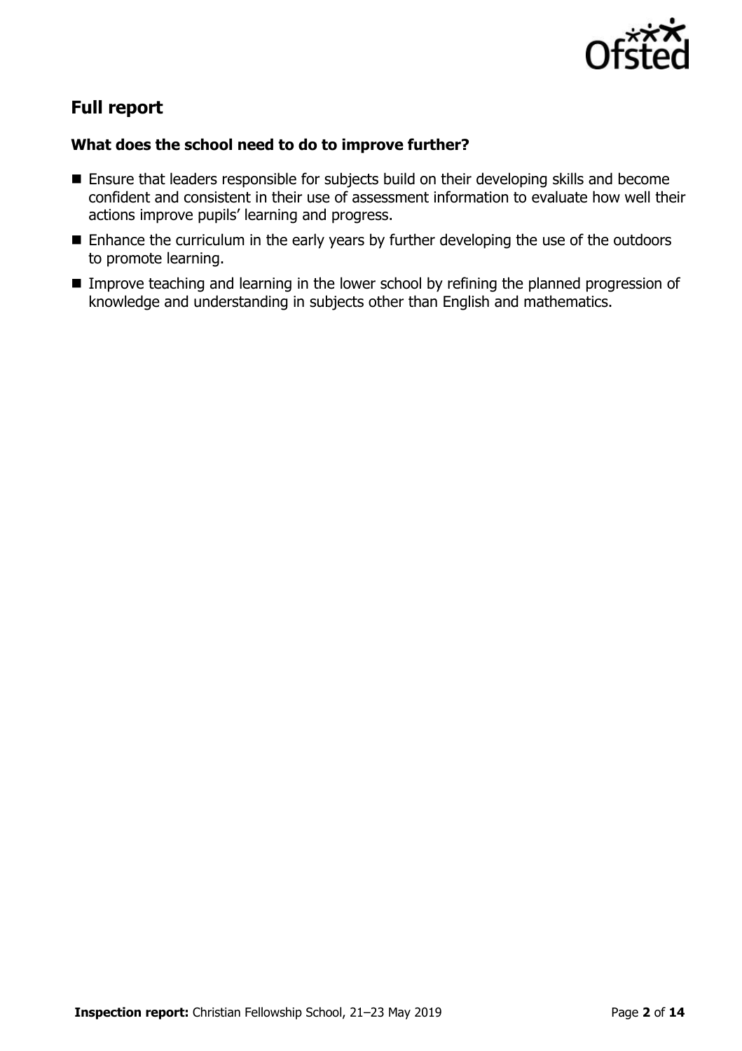## Full report

### What does the school need to do to improve further?

- Ensure that leaders responsible for subjects build on their developing skills and become confident and consistent in their use of assessment information to evaluate how well their actions improve pupils' learning and progress.
- Enhance the curriculum in the early years by further developing the use of the outdoors to promote learning.
- Improve teaching and learning in the lower school by refining the planned progression of knowledge and understanding in subjects other than English and mathematics.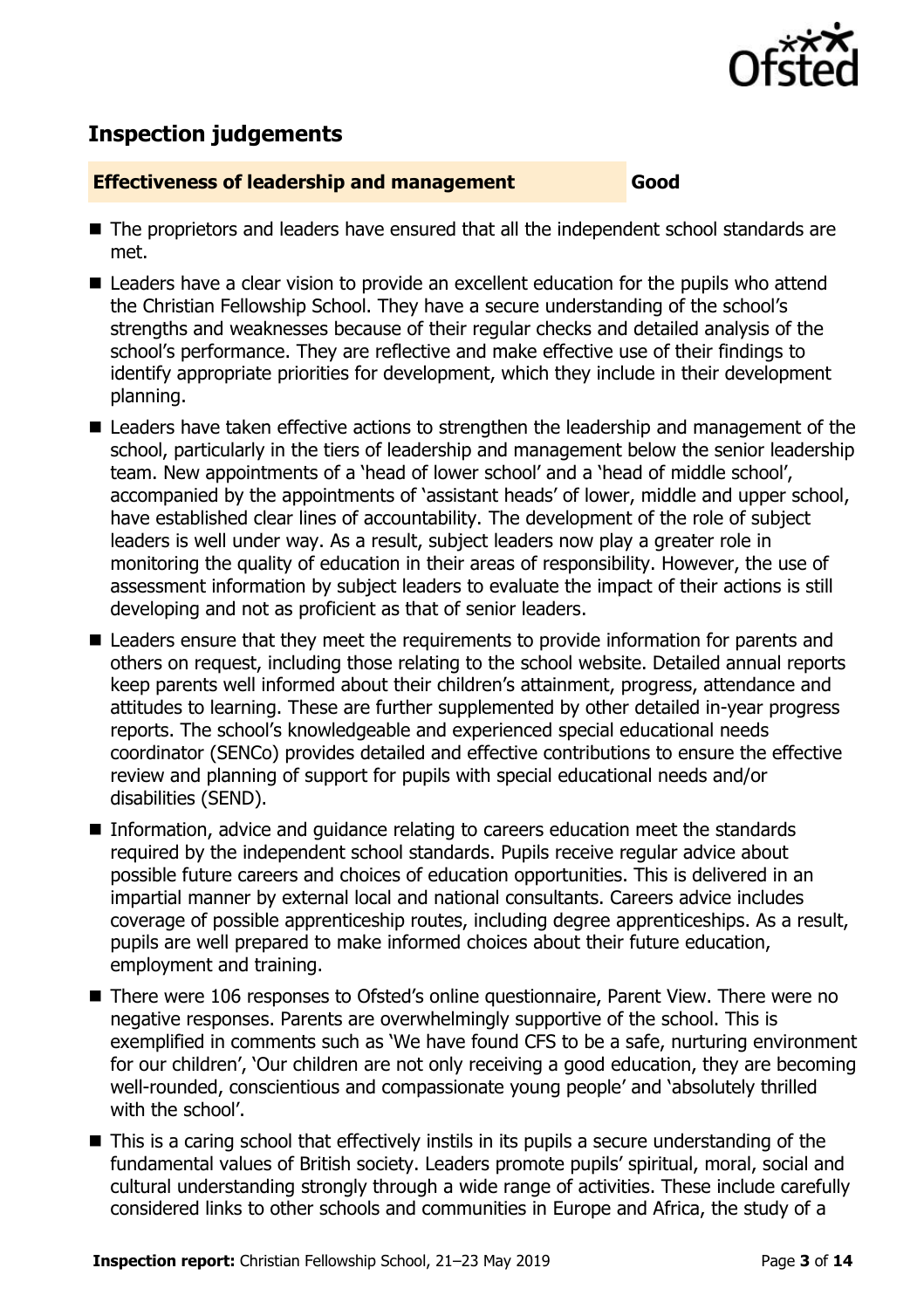## Inspection judgements

| Effectiveness of leadership and management | Good |
|---|---|

- The proprietors and leaders have ensured that all the independent school standards are met.
- Leaders have a clear vision to provide an excellent education for the pupils who attend the Christian Fellowship School. They have a secure understanding of the school's strengths and weaknesses because of their regular checks and detailed analysis of the school's performance. They are reflective and make effective use of their findings to identify appropriate priorities for development, which they include in their development planning.
- Leaders have taken effective actions to strengthen the leadership and management of the school, particularly in the tiers of leadership and management below the senior leadership team. New appointments of a 'head of lower school' and a 'head of middle school', accompanied by the appointments of 'assistant heads' of lower, middle and upper school, have established clear lines of accountability. The development of the role of subject leaders is well under way. As a result, subject leaders now play a greater role in monitoring the quality of education in their areas of responsibility. However, the use of assessment information by subject leaders to evaluate the impact of their actions is still developing and not as proficient as that of senior leaders.
- Leaders ensure that they meet the requirements to provide information for parents and others on request, including those relating to the school website. Detailed annual reports keep parents well informed about their children's attainment, progress, attendance and attitudes to learning. These are further supplemented by other detailed in-year progress reports. The school's knowledgeable and experienced special educational needs coordinator (SENCo) provides detailed and effective contributions to ensure the effective review and planning of support for pupils with special educational needs and/or disabilities (SEND).
- Information, advice and guidance relating to careers education meet the standards required by the independent school standards. Pupils receive regular advice about possible future careers and choices of education opportunities. This is delivered in an impartial manner by external local and national consultants. Careers advice includes coverage of possible apprenticeship routes, including degree apprenticeships. As a result, pupils are well prepared to make informed choices about their future education, employment and training.
- There were 106 responses to Ofsted's online questionnaire, Parent View. There were no negative responses. Parents are overwhelmingly supportive of the school. This is exemplified in comments such as 'We have found CFS to be a safe, nurturing environment for our children', 'Our children are not only receiving a good education, they are becoming well-rounded, conscientious and compassionate young people' and 'absolutely thrilled with the school'.
- This is a caring school that effectively instils in its pupils a secure understanding of the fundamental values of British society. Leaders promote pupils' spiritual, moral, social and cultural understanding strongly through a wide range of activities. These include carefully considered links to other schools and communities in Europe and Africa, the study of a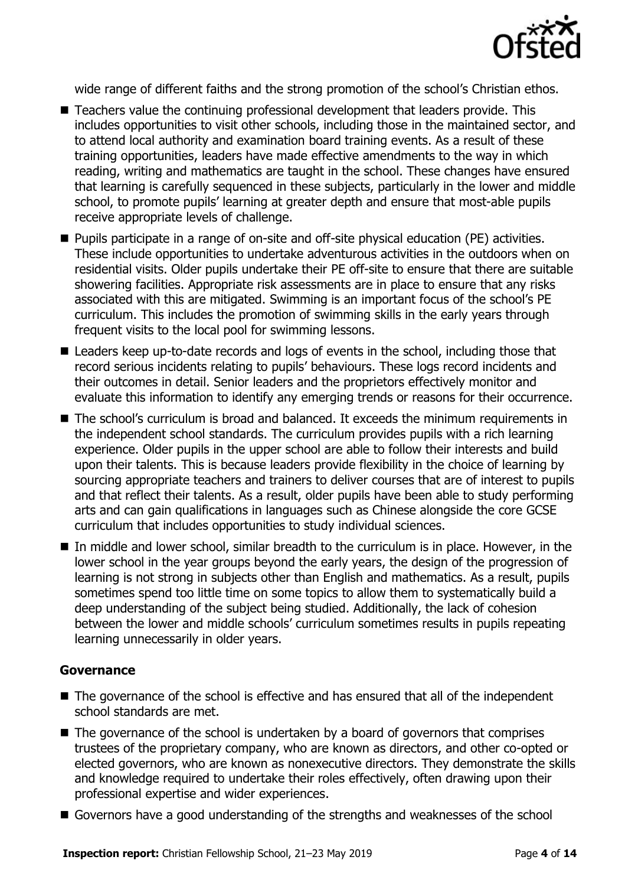wide range of different faiths and the strong promotion of the school's Christian ethos.

- Teachers value the continuing professional development that leaders provide. This includes opportunities to visit other schools, including those in the maintained sector, and to attend local authority and examination board training events. As a result of these training opportunities, leaders have made effective amendments to the way in which reading, writing and mathematics are taught in the school. These changes have ensured that learning is carefully sequenced in these subjects, particularly in the lower and middle school, to promote pupils' learning at greater depth and ensure that most-able pupils receive appropriate levels of challenge.
- Pupils participate in a range of on-site and off-site physical education (PE) activities. These include opportunities to undertake adventurous activities in the outdoors when on residential visits. Older pupils undertake their PE off-site to ensure that there are suitable showering facilities. Appropriate risk assessments are in place to ensure that any risks associated with this are mitigated. Swimming is an important focus of the school's PE curriculum. This includes the promotion of swimming skills in the early years through frequent visits to the local pool for swimming lessons.
- Leaders keep up-to-date records and logs of events in the school, including those that record serious incidents relating to pupils' behaviours. These logs record incidents and their outcomes in detail. Senior leaders and the proprietors effectively monitor and evaluate this information to identify any emerging trends or reasons for their occurrence.
- The school's curriculum is broad and balanced. It exceeds the minimum requirements in the independent school standards. The curriculum provides pupils with a rich learning experience. Older pupils in the upper school are able to follow their interests and build upon their talents. This is because leaders provide flexibility in the choice of learning by sourcing appropriate teachers and trainers to deliver courses that are of interest to pupils and that reflect their talents. As a result, older pupils have been able to study performing arts and can gain qualifications in languages such as Chinese alongside the core GCSE curriculum that includes opportunities to study individual sciences.
- In middle and lower school, similar breadth to the curriculum is in place. However, in the lower school in the year groups beyond the early years, the design of the progression of learning is not strong in subjects other than English and mathematics. As a result, pupils sometimes spend too little time on some topics to allow them to systematically build a deep understanding of the subject being studied. Additionally, the lack of cohesion between the lower and middle schools' curriculum sometimes results in pupils repeating learning unnecessarily in older years.

### Governance

- The governance of the school is effective and has ensured that all of the independent school standards are met.
- The governance of the school is undertaken by a board of governors that comprises trustees of the proprietary company, who are known as directors, and other co-opted or elected governors, who are known as nonexecutive directors. They demonstrate the skills and knowledge required to undertake their roles effectively, often drawing upon their professional expertise and wider experiences.
- Governors have a good understanding of the strengths and weaknesses of the school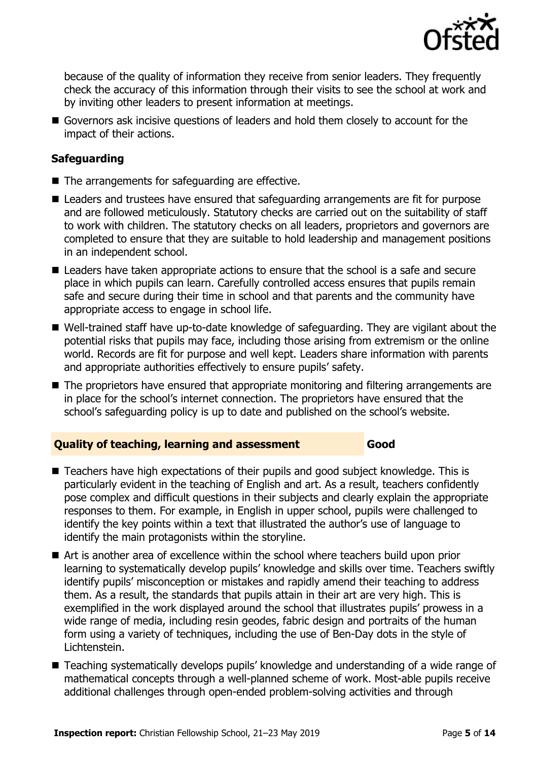because of the quality of information they receive from senior leaders. They frequently check the accuracy of this information through their visits to see the school at work and by inviting other leaders to present information at meetings.

- Governors ask incisive questions of leaders and hold them closely to account for the impact of their actions.

### Safeguarding

- The arrangements for safeguarding are effective.
- Leaders and trustees have ensured that safeguarding arrangements are fit for purpose and are followed meticulously. Statutory checks are carried out on the suitability of staff to work with children. The statutory checks on all leaders, proprietors and governors are completed to ensure that they are suitable to hold leadership and management positions in an independent school.
- Leaders have taken appropriate actions to ensure that the school is a safe and secure place in which pupils can learn. Carefully controlled access ensures that pupils remain safe and secure during their time in school and that parents and the community have appropriate access to engage in school life.
- Well-trained staff have up-to-date knowledge of safeguarding. They are vigilant about the potential risks that pupils may face, including those arising from extremism or the online world. Records are fit for purpose and well kept. Leaders share information with parents and appropriate authorities effectively to ensure pupils' safety.
- The proprietors have ensured that appropriate monitoring and filtering arrangements are in place for the school's internet connection. The proprietors have ensured that the school's safeguarding policy is up to date and published on the school's website.

## Quality of teaching, learning and assessment — Good

- Teachers have high expectations of their pupils and good subject knowledge. This is particularly evident in the teaching of English and art. As a result, teachers confidently pose complex and difficult questions in their subjects and clearly explain the appropriate responses to them. For example, in English in upper school, pupils were challenged to identify the key points within a text that illustrated the author's use of language to identify the main protagonists within the storyline.
- Art is another area of excellence within the school where teachers build upon prior learning to systematically develop pupils' knowledge and skills over time. Teachers swiftly identify pupils' misconception or mistakes and rapidly amend their teaching to address them. As a result, the standards that pupils attain in their art are very high. This is exemplified in the work displayed around the school that illustrates pupils' prowess in a wide range of media, including resin geodes, fabric design and portraits of the human form using a variety of techniques, including the use of Ben-Day dots in the style of Lichtenstein.
- Teaching systematically develops pupils' knowledge and understanding of a wide range of mathematical concepts through a well-planned scheme of work. Most-able pupils receive additional challenges through open-ended problem-solving activities and through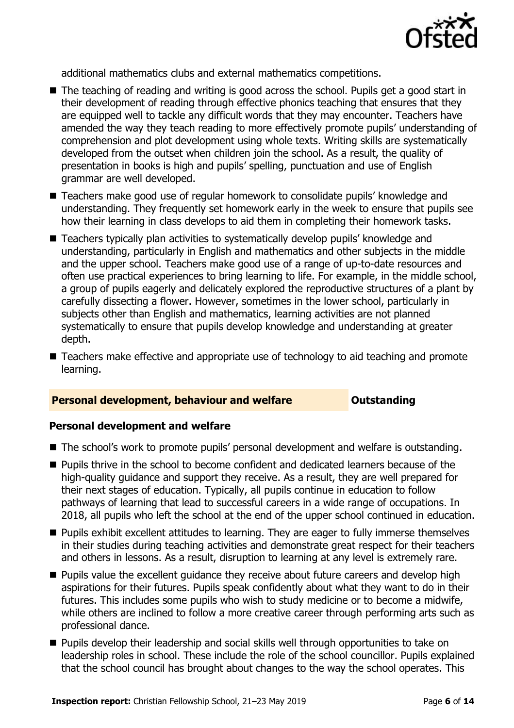additional mathematics clubs and external mathematics competitions.

- The teaching of reading and writing is good across the school. Pupils get a good start in their development of reading through effective phonics teaching that ensures that they are equipped well to tackle any difficult words that they may encounter. Teachers have amended the way they teach reading to more effectively promote pupils' understanding of comprehension and plot development using whole texts. Writing skills are systematically developed from the outset when children join the school. As a result, the quality of presentation in books is high and pupils' spelling, punctuation and use of English grammar are well developed.
- Teachers make good use of regular homework to consolidate pupils' knowledge and understanding. They frequently set homework early in the week to ensure that pupils see how their learning in class develops to aid them in completing their homework tasks.
- Teachers typically plan activities to systematically develop pupils' knowledge and understanding, particularly in English and mathematics and other subjects in the middle and the upper school. Teachers make good use of a range of up-to-date resources and often use practical experiences to bring learning to life. For example, in the middle school, a group of pupils eagerly and delicately explored the reproductive structures of a plant by carefully dissecting a flower. However, sometimes in the lower school, particularly in subjects other than English and mathematics, learning activities are not planned systematically to ensure that pupils develop knowledge and understanding at greater depth.
- Teachers make effective and appropriate use of technology to aid teaching and promote learning.

## Personal development, behaviour and welfare — Outstanding

### Personal development and welfare

- The school's work to promote pupils' personal development and welfare is outstanding.
- Pupils thrive in the school to become confident and dedicated learners because of the high-quality guidance and support they receive. As a result, they are well prepared for their next stages of education. Typically, all pupils continue in education to follow pathways of learning that lead to successful careers in a wide range of occupations. In 2018, all pupils who left the school at the end of the upper school continued in education.
- Pupils exhibit excellent attitudes to learning. They are eager to fully immerse themselves in their studies during teaching activities and demonstrate great respect for their teachers and others in lessons. As a result, disruption to learning at any level is extremely rare.
- Pupils value the excellent guidance they receive about future careers and develop high aspirations for their futures. Pupils speak confidently about what they want to do in their futures. This includes some pupils who wish to study medicine or to become a midwife, while others are inclined to follow a more creative career through performing arts such as professional dance.
- Pupils develop their leadership and social skills well through opportunities to take on leadership roles in school. These include the role of the school councillor. Pupils explained that the school council has brought about changes to the way the school operates. This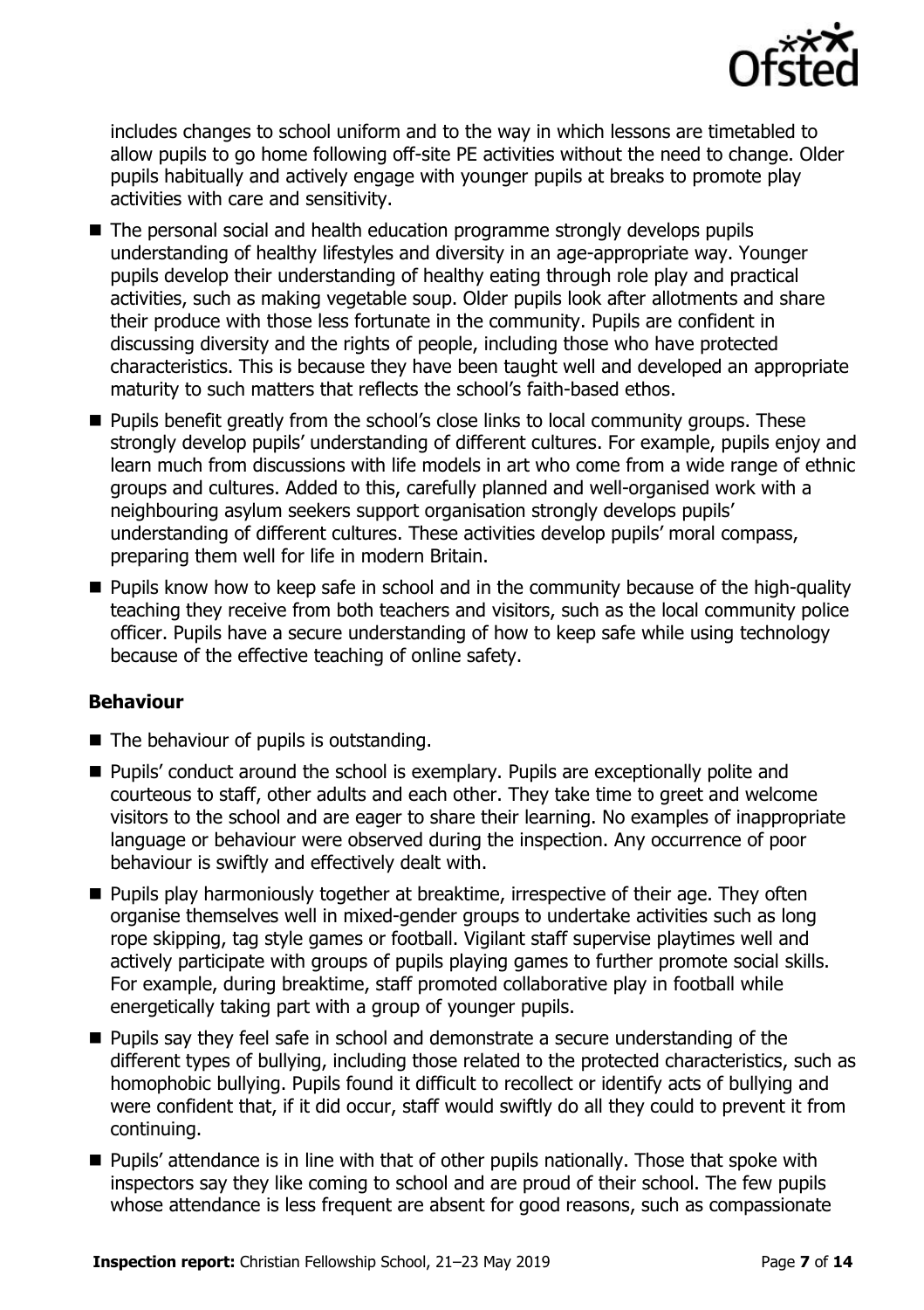includes changes to school uniform and to the way in which lessons are timetabled to allow pupils to go home following off-site PE activities without the need to change. Older pupils habitually and actively engage with younger pupils at breaks to promote play activities with care and sensitivity.

- The personal social and health education programme strongly develops pupils understanding of healthy lifestyles and diversity in an age-appropriate way. Younger pupils develop their understanding of healthy eating through role play and practical activities, such as making vegetable soup. Older pupils look after allotments and share their produce with those less fortunate in the community. Pupils are confident in discussing diversity and the rights of people, including those who have protected characteristics. This is because they have been taught well and developed an appropriate maturity to such matters that reflects the school's faith-based ethos.
- Pupils benefit greatly from the school's close links to local community groups. These strongly develop pupils' understanding of different cultures. For example, pupils enjoy and learn much from discussions with life models in art who come from a wide range of ethnic groups and cultures. Added to this, carefully planned and well-organised work with a neighbouring asylum seekers support organisation strongly develops pupils' understanding of different cultures. These activities develop pupils' moral compass, preparing them well for life in modern Britain.
- Pupils know how to keep safe in school and in the community because of the high-quality teaching they receive from both teachers and visitors, such as the local community police officer. Pupils have a secure understanding of how to keep safe while using technology because of the effective teaching of online safety.

### Behaviour

- The behaviour of pupils is outstanding.
- Pupils' conduct around the school is exemplary. Pupils are exceptionally polite and courteous to staff, other adults and each other. They take time to greet and welcome visitors to the school and are eager to share their learning. No examples of inappropriate language or behaviour were observed during the inspection. Any occurrence of poor behaviour is swiftly and effectively dealt with.
- Pupils play harmoniously together at breaktime, irrespective of their age. They often organise themselves well in mixed-gender groups to undertake activities such as long rope skipping, tag style games or football. Vigilant staff supervise playtimes well and actively participate with groups of pupils playing games to further promote social skills. For example, during breaktime, staff promoted collaborative play in football while energetically taking part with a group of younger pupils.
- Pupils say they feel safe in school and demonstrate a secure understanding of the different types of bullying, including those related to the protected characteristics, such as homophobic bullying. Pupils found it difficult to recollect or identify acts of bullying and were confident that, if it did occur, staff would swiftly do all they could to prevent it from continuing.
- Pupils' attendance is in line with that of other pupils nationally. Those that spoke with inspectors say they like coming to school and are proud of their school. The few pupils whose attendance is less frequent are absent for good reasons, such as compassionate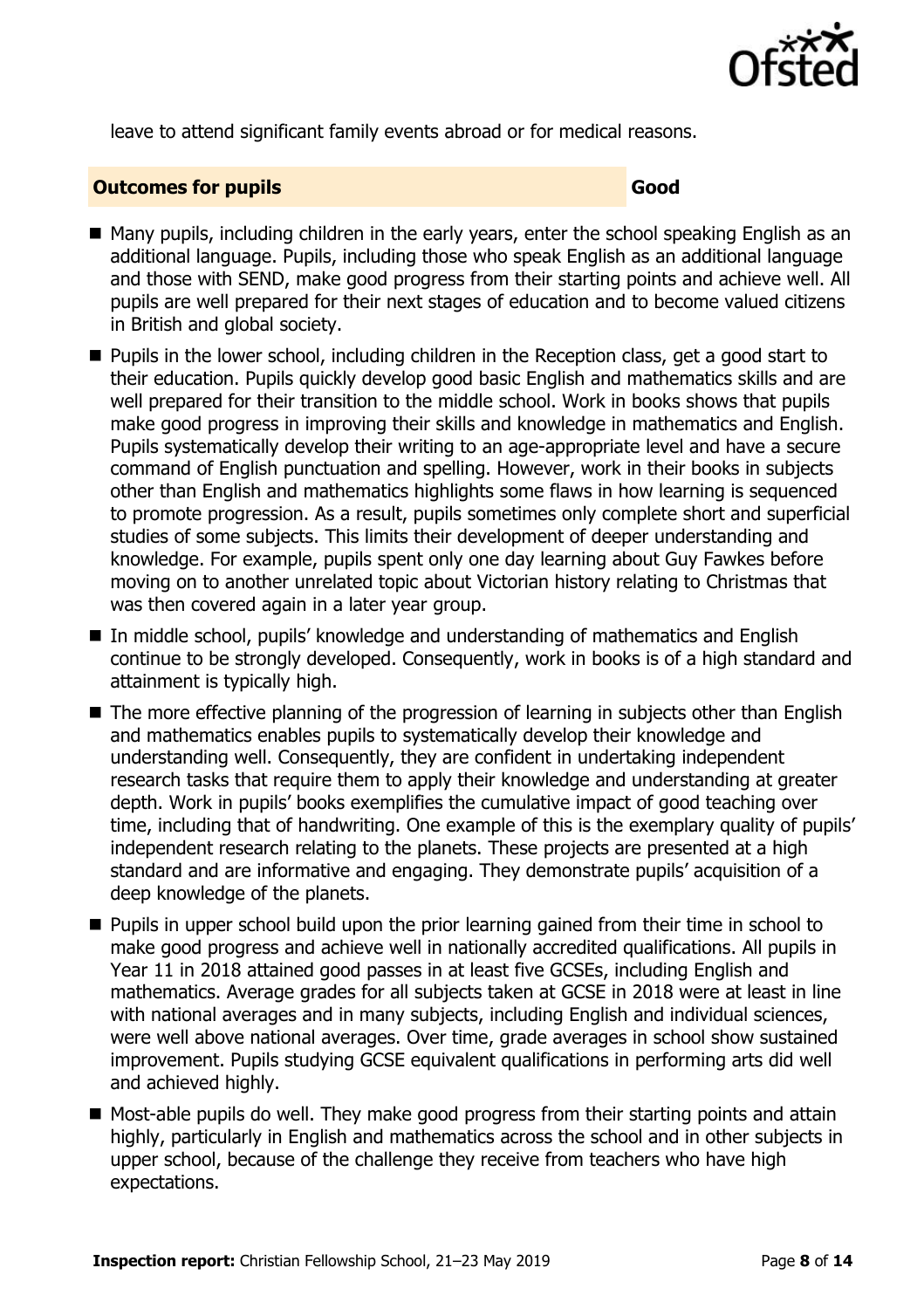leave to attend significant family events abroad or for medical reasons.

| **Outcomes for pupils** | **Good** |
| --- | --- |

- Many pupils, including children in the early years, enter the school speaking English as an additional language. Pupils, including those who speak English as an additional language and those with SEND, make good progress from their starting points and achieve well. All pupils are well prepared for their next stages of education and to become valued citizens in British and global society.
- Pupils in the lower school, including children in the Reception class, get a good start to their education. Pupils quickly develop good basic English and mathematics skills and are well prepared for their transition to the middle school. Work in books shows that pupils make good progress in improving their skills and knowledge in mathematics and English. Pupils systematically develop their writing to an age-appropriate level and have a secure command of English punctuation and spelling. However, work in their books in subjects other than English and mathematics highlights some flaws in how learning is sequenced to promote progression. As a result, pupils sometimes only complete short and superficial studies of some subjects. This limits their development of deeper understanding and knowledge. For example, pupils spent only one day learning about Guy Fawkes before moving on to another unrelated topic about Victorian history relating to Christmas that was then covered again in a later year group.
- In middle school, pupils' knowledge and understanding of mathematics and English continue to be strongly developed. Consequently, work in books is of a high standard and attainment is typically high.
- The more effective planning of the progression of learning in subjects other than English and mathematics enables pupils to systematically develop their knowledge and understanding well. Consequently, they are confident in undertaking independent research tasks that require them to apply their knowledge and understanding at greater depth. Work in pupils' books exemplifies the cumulative impact of good teaching over time, including that of handwriting. One example of this is the exemplary quality of pupils' independent research relating to the planets. These projects are presented at a high standard and are informative and engaging. They demonstrate pupils' acquisition of a deep knowledge of the planets.
- Pupils in upper school build upon the prior learning gained from their time in school to make good progress and achieve well in nationally accredited qualifications. All pupils in Year 11 in 2018 attained good passes in at least five GCSEs, including English and mathematics. Average grades for all subjects taken at GCSE in 2018 were at least in line with national averages and in many subjects, including English and individual sciences, were well above national averages. Over time, grade averages in school show sustained improvement. Pupils studying GCSE equivalent qualifications in performing arts did well and achieved highly.
- Most-able pupils do well. They make good progress from their starting points and attain highly, particularly in English and mathematics across the school and in other subjects in upper school, because of the challenge they receive from teachers who have high expectations.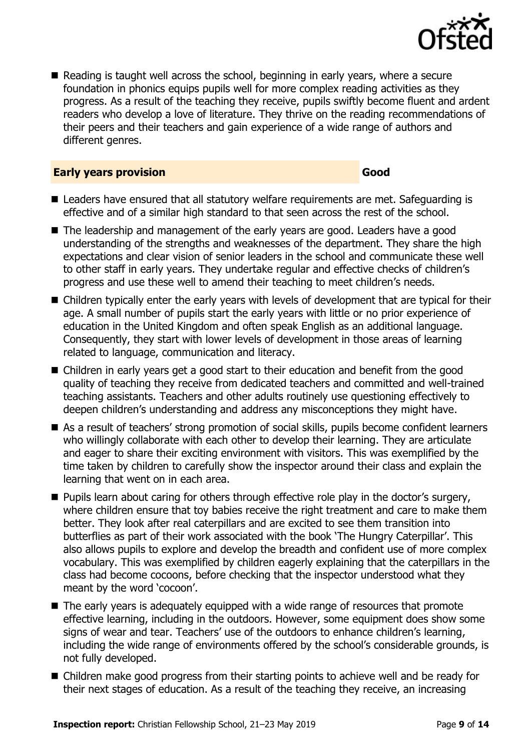- Reading is taught well across the school, beginning in early years, where a secure foundation in phonics equips pupils well for more complex reading activities as they progress. As a result of the teaching they receive, pupils swiftly become fluent and ardent readers who develop a love of literature. They thrive on the reading recommendations of their peers and their teachers and gain experience of a wide range of authors and different genres.

| **Early years provision** | **Good** |
|---|---|

- Leaders have ensured that all statutory welfare requirements are met. Safeguarding is effective and of a similar high standard to that seen across the rest of the school.
- The leadership and management of the early years are good. Leaders have a good understanding of the strengths and weaknesses of the department. They share the high expectations and clear vision of senior leaders in the school and communicate these well to other staff in early years. They undertake regular and effective checks of children's progress and use these well to amend their teaching to meet children's needs.
- Children typically enter the early years with levels of development that are typical for their age. A small number of pupils start the early years with little or no prior experience of education in the United Kingdom and often speak English as an additional language. Consequently, they start with lower levels of development in those areas of learning related to language, communication and literacy.
- Children in early years get a good start to their education and benefit from the good quality of teaching they receive from dedicated teachers and committed and well-trained teaching assistants. Teachers and other adults routinely use questioning effectively to deepen children's understanding and address any misconceptions they might have.
- As a result of teachers' strong promotion of social skills, pupils become confident learners who willingly collaborate with each other to develop their learning. They are articulate and eager to share their exciting environment with visitors. This was exemplified by the time taken by children to carefully show the inspector around their class and explain the learning that went on in each area.
- Pupils learn about caring for others through effective role play in the doctor's surgery, where children ensure that toy babies receive the right treatment and care to make them better. They look after real caterpillars and are excited to see them transition into butterflies as part of their work associated with the book 'The Hungry Caterpillar'. This also allows pupils to explore and develop the breadth and confident use of more complex vocabulary. This was exemplified by children eagerly explaining that the caterpillars in the class had become cocoons, before checking that the inspector understood what they meant by the word 'cocoon'.
- The early years is adequately equipped with a wide range of resources that promote effective learning, including in the outdoors. However, some equipment does show some signs of wear and tear. Teachers' use of the outdoors to enhance children's learning, including the wide range of environments offered by the school's considerable grounds, is not fully developed.
- Children make good progress from their starting points to achieve well and be ready for their next stages of education. As a result of the teaching they receive, an increasing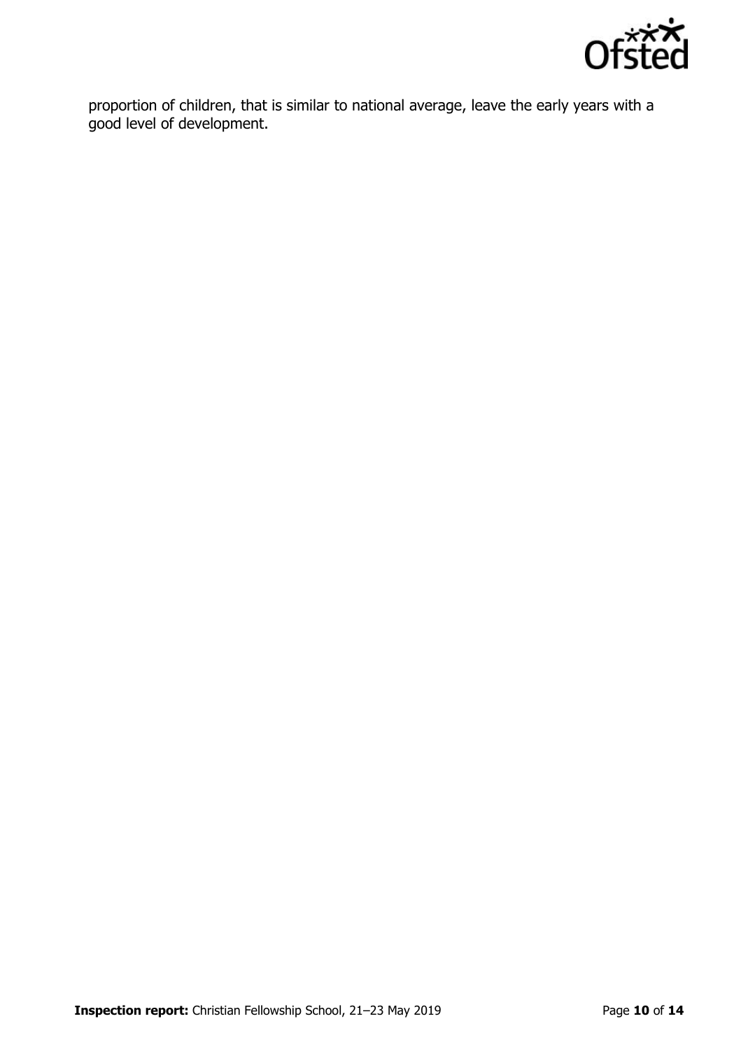proportion of children, that is similar to national average, leave the early years with a good level of development.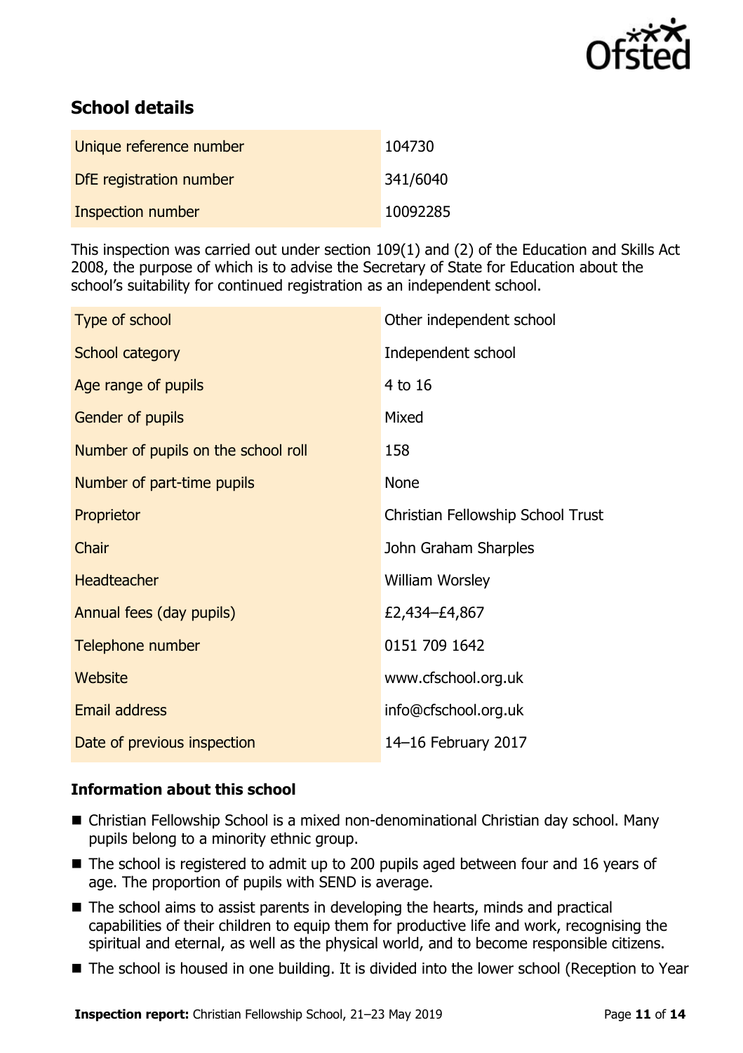## School details

| | |
|---|---|
| Unique reference number | 104730 |
| DfE registration number | 341/6040 |
| Inspection number | 10092285 |

This inspection was carried out under section 109(1) and (2) of the Education and Skills Act 2008, the purpose of which is to advise the Secretary of State for Education about the school's suitability for continued registration as an independent school.

| | |
|---|---|
| Type of school | Other independent school |
| School category | Independent school |
| Age range of pupils | 4 to 16 |
| Gender of pupils | Mixed |
| Number of pupils on the school roll | 158 |
| Number of part-time pupils | None |
| Proprietor | Christian Fellowship School Trust |
| Chair | John Graham Sharples |
| Headteacher | William Worsley |
| Annual fees (day pupils) | £2,434–£4,867 |
| Telephone number | 0151 709 1642 |
| Website | www.cfschool.org.uk |
| Email address | info@cfschool.org.uk |
| Date of previous inspection | 14–16 February 2017 |

### Information about this school

- Christian Fellowship School is a mixed non-denominational Christian day school. Many pupils belong to a minority ethnic group.
- The school is registered to admit up to 200 pupils aged between four and 16 years of age. The proportion of pupils with SEND is average.
- The school aims to assist parents in developing the hearts, minds and practical capabilities of their children to equip them for productive life and work, recognising the spiritual and eternal, as well as the physical world, and to become responsible citizens.
- The school is housed in one building. It is divided into the lower school (Reception to Year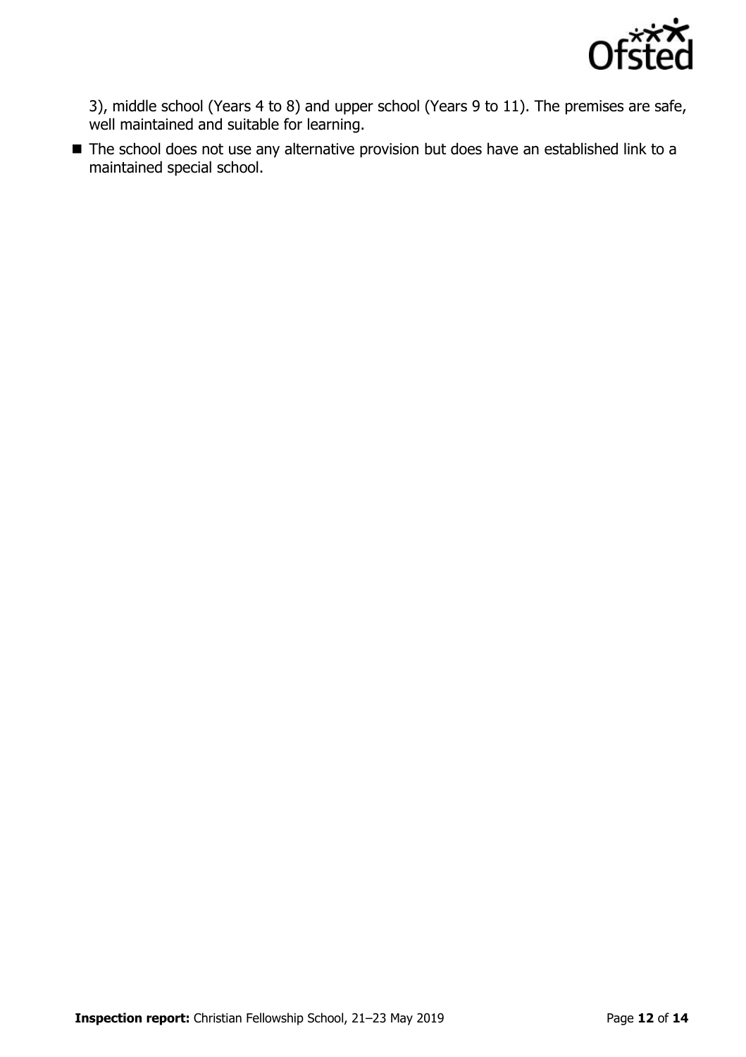3), middle school (Years 4 to 8) and upper school (Years 9 to 11). The premises are safe, well maintained and suitable for learning.

- The school does not use any alternative provision but does have an established link to a maintained special school.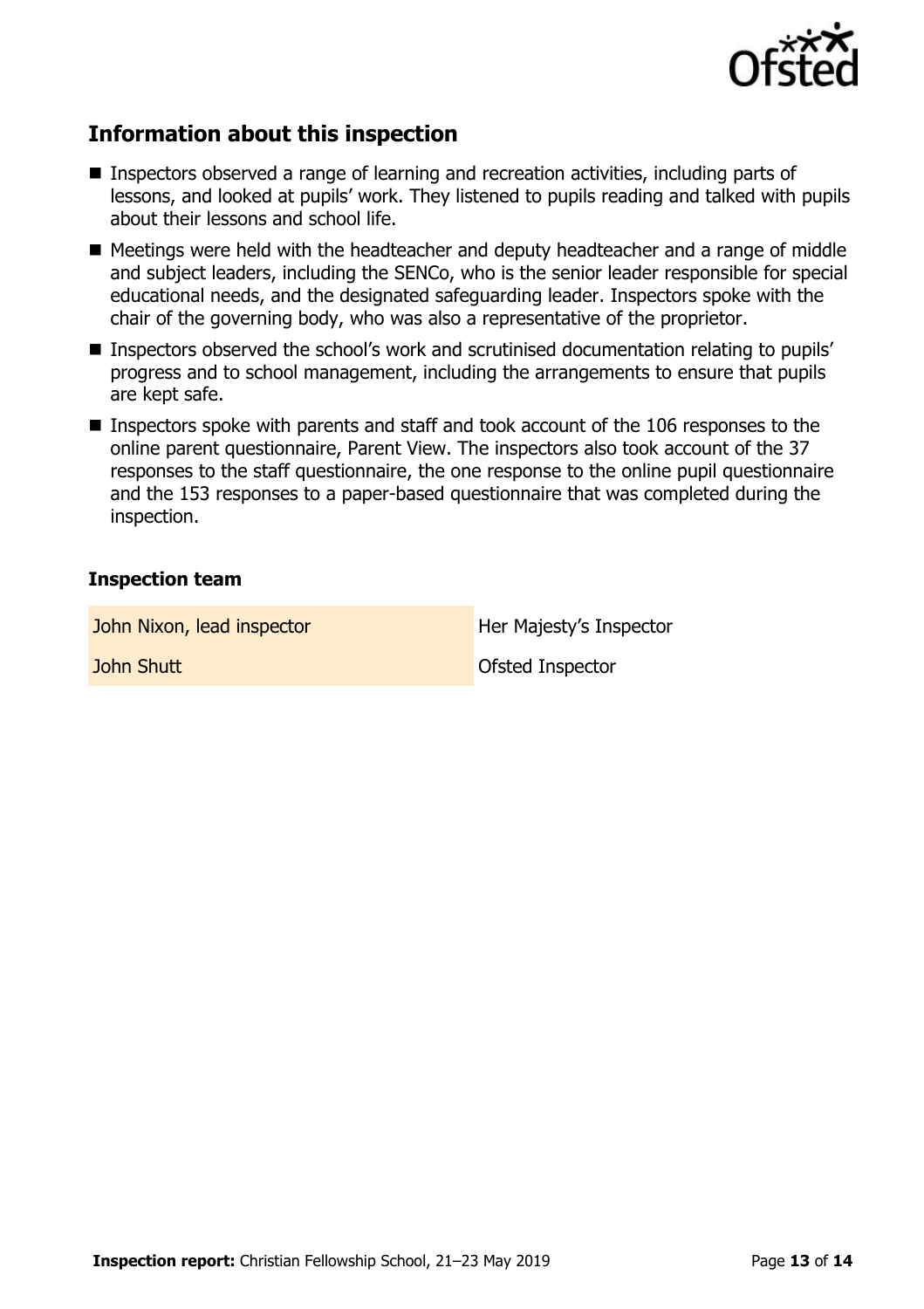## Information about this inspection

- Inspectors observed a range of learning and recreation activities, including parts of lessons, and looked at pupils' work. They listened to pupils reading and talked with pupils about their lessons and school life.
- Meetings were held with the headteacher and deputy headteacher and a range of middle and subject leaders, including the SENCo, who is the senior leader responsible for special educational needs, and the designated safeguarding leader. Inspectors spoke with the chair of the governing body, who was also a representative of the proprietor.
- Inspectors observed the school's work and scrutinised documentation relating to pupils' progress and to school management, including the arrangements to ensure that pupils are kept safe.
- Inspectors spoke with parents and staff and took account of the 106 responses to the online parent questionnaire, Parent View. The inspectors also took account of the 37 responses to the staff questionnaire, the one response to the online pupil questionnaire and the 153 responses to a paper-based questionnaire that was completed during the inspection.

### Inspection team

| | |
|---|---|
| John Nixon, lead inspector | Her Majesty's Inspector |
| John Shutt | Ofsted Inspector |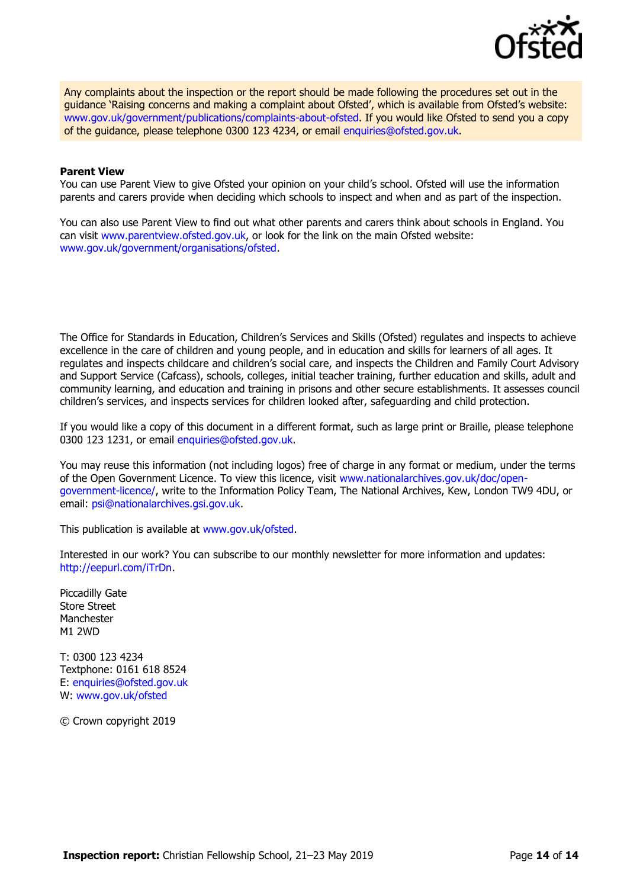Any complaints about the inspection or the report should be made following the procedures set out in the guidance 'Raising concerns and making a complaint about Ofsted', which is available from Ofsted's website: www.gov.uk/government/publications/complaints-about-ofsted. If you would like Ofsted to send you a copy of the guidance, please telephone 0300 123 4234, or email enquiries@ofsted.gov.uk.

**Parent View**

You can use Parent View to give Ofsted your opinion on your child's school. Ofsted will use the information parents and carers provide when deciding which schools to inspect and when and as part of the inspection.

You can also use Parent View to find out what other parents and carers think about schools in England. You can visit www.parentview.ofsted.gov.uk, or look for the link on the main Ofsted website: www.gov.uk/government/organisations/ofsted.

The Office for Standards in Education, Children's Services and Skills (Ofsted) regulates and inspects to achieve excellence in the care of children and young people, and in education and skills for learners of all ages. It regulates and inspects childcare and children's social care, and inspects the Children and Family Court Advisory and Support Service (Cafcass), schools, colleges, initial teacher training, further education and skills, adult and community learning, and education and training in prisons and other secure establishments. It assesses council children's services, and inspects services for children looked after, safeguarding and child protection.

If you would like a copy of this document in a different format, such as large print or Braille, please telephone 0300 123 1231, or email enquiries@ofsted.gov.uk.

You may reuse this information (not including logos) free of charge in any format or medium, under the terms of the Open Government Licence. To view this licence, visit www.nationalarchives.gov.uk/doc/open-government-licence/, write to the Information Policy Team, The National Archives, Kew, London TW9 4DU, or email: psi@nationalarchives.gsi.gov.uk.

This publication is available at www.gov.uk/ofsted.

Interested in our work? You can subscribe to our monthly newsletter for more information and updates: http://eepurl.com/iTrDn.

Piccadilly Gate  
Store Street  
Manchester  
M1 2WD

T: 0300 123 4234  
Textphone: 0161 618 8524  
E: enquiries@ofsted.gov.uk  
W: www.gov.uk/ofsted

© Crown copyright 2019